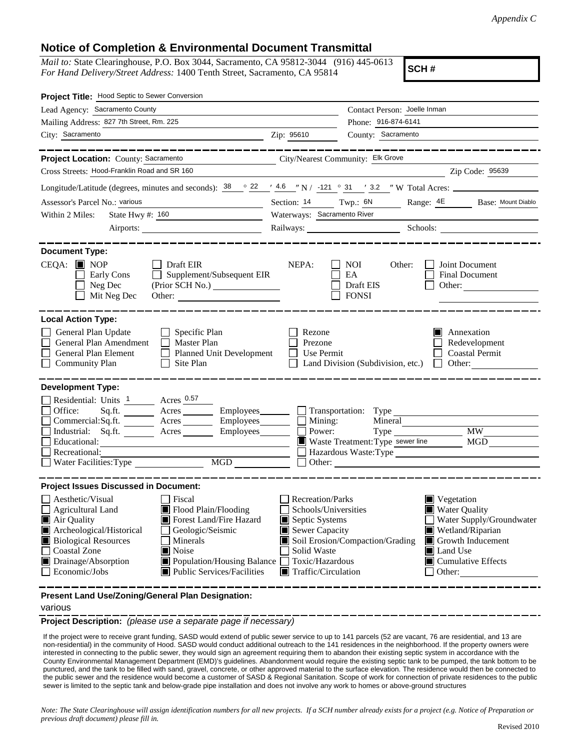*Appendix C*

# Notice of Completion & Environmental Document Transmittal

*Mail to:* State Clearinghouse, P.O. Box 3044, Sacramento, CA 95812-3044 (916) 445-0613
*For Hand Delivery/Street Address:* 1400 Tenth Street, Sacramento, CA 95814

**SCH #**

**Project Title:** Hood Septic to Sewer Conversion

Lead Agency: Sacramento County
Contact Person: Joelle Inman
Mailing Address: 827 7th Street, Rm. 225
Phone: 916-874-6141
City: Sacramento
Zip: 95610
County: Sacramento

**Project Location:** County: Sacramento
City/Nearest Community: Elk Grove
Cross Streets: Hood-Franklin Road and SR 160
Zip Code: 95639
Longitude/Latitude (degrees, minutes and seconds): 38 ° 22 ′ 4.6 ″ N / -121 ° 31 ′ 3.2 ″ W Total Acres:
Assessor's Parcel No.: various
Section: 14 Twp.: 6N Range: 4E Base: Mount Diablo
Within 2 Miles: State Hwy #: 160
Waterways: Sacramento River
Airports:
Railways:
Schools:

**Document Type:**

CEQA: ■ NOP ☐ Early Cons ☐ Neg Dec ☐ Mit Neg Dec ☐ Draft EIR ☐ Supplement/Subsequent EIR (Prior SCH No.) Other:

NEPA: ☐ NOI ☐ EA ☐ Draft EIS ☐ FONSI

Other: ☐ Joint Document ☐ Final Document ☐ Other:

**Local Action Type:**

☐ General Plan Update
☐ General Plan Amendment
☐ General Plan Element
☐ Community Plan
☐ Specific Plan
☐ Master Plan
☐ Planned Unit Development
☐ Site Plan
☐ Rezone
☐ Prezone
☐ Use Permit
☐ Land Division (Subdivision, etc.)
■ Annexation
☐ Redevelopment
☐ Coastal Permit
☐ Other:

**Development Type:**

☐ Residential: Units 1 Acres 0.57
☐ Office: Sq.ft. Acres Employees
☐ Commercial: Sq.ft. Acres Employees
☐ Industrial: Sq.ft. Acres Employees
☐ Educational:
☐ Recreational:
☐ Water Facilities: Type MGD
☐ Transportation: Type
☐ Mining: Mineral
☐ Power: Type MW
■ Waste Treatment: Type sewer line MGD
☐ Hazardous Waste: Type
☐ Other:

**Project Issues Discussed in Document:**

☐ Aesthetic/Visual
☐ Agricultural Land
■ Air Quality
■ Archeological/Historical
■ Biological Resources
☐ Coastal Zone
■ Drainage/Absorption
☐ Economic/Jobs
☐ Fiscal
■ Flood Plain/Flooding
■ Forest Land/Fire Hazard
☐ Geologic/Seismic
☐ Minerals
■ Noise
■ Population/Housing Balance
■ Public Services/Facilities
☐ Recreation/Parks
☐ Schools/Universities
■ Septic Systems
■ Sewer Capacity
■ Soil Erosion/Compaction/Grading
☐ Solid Waste
☐ Toxic/Hazardous
■ Traffic/Circulation
■ Vegetation
■ Water Quality
☐ Water Supply/Groundwater
■ Wetland/Riparian
■ Growth Inducement
■ Land Use
■ Cumulative Effects
☐ Other:

**Present Land Use/Zoning/General Plan Designation:**

various

**Project Description:** *(please use a separate page if necessary)*

If the project were to receive grant funding, SASD would extend of public sewer service to up to 141 parcels (52 are vacant, 76 are residential, and 13 are non-residential) in the community of Hood. SASD would conduct additional outreach to the 141 residences in the neighborhood. If the property owners were interested in connecting to the public sewer, they would sign an agreement requiring them to abandon their existing septic system in accordance with the County Environmental Management Department (EMD)'s guidelines. Abandonment would require the existing septic tank to be pumped, the tank bottom to be punctured, and the tank to be filled with sand, gravel, concrete, or other approved material to the surface elevation. The residence would then be connected to the public sewer and the residence would become a customer of SASD & Regional Sanitation. Scope of work for connection of private residences to the public sewer is limited to the septic tank and below-grade pipe installation and does not involve any work to homes or above-ground structures

*Note: The State Clearinghouse will assign identification numbers for all new projects. If a SCH number already exists for a project (e.g. Notice of Preparation or previous draft document) please fill in.*

Revised 2010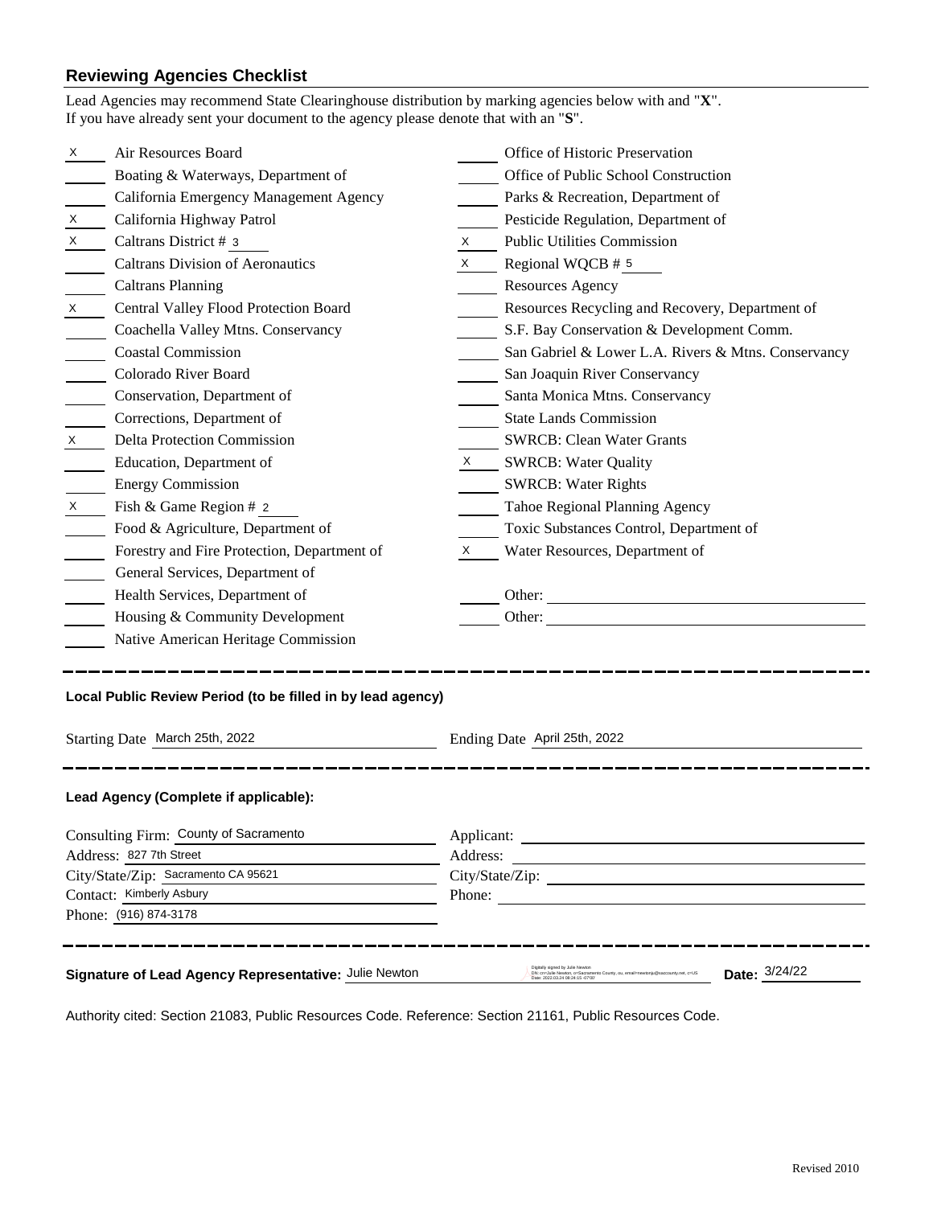## Reviewing Agencies Checklist

Lead Agencies may recommend State Clearinghouse distribution by marking agencies below with and "**X**".
If you have already sent your document to the agency please denote that with an "**S**".

| | | | |
|---|---|---|---|
| X | Air Resources Board | | Office of Historic Preservation |
| | Boating & Waterways, Department of | | Office of Public School Construction |
| | California Emergency Management Agency | | Parks & Recreation, Department of |
| X | California Highway Patrol | | Pesticide Regulation, Department of |
| X | Caltrans District # 3 | X | Public Utilities Commission |
| | Caltrans Division of Aeronautics | X | Regional WQCB # 5 |
| | Caltrans Planning | | Resources Agency |
| X | Central Valley Flood Protection Board | | Resources Recycling and Recovery, Department of |
| | Coachella Valley Mtns. Conservancy | | S.F. Bay Conservation & Development Comm. |
| | Coastal Commission | | San Gabriel & Lower L.A. Rivers & Mtns. Conservancy |
| | Colorado River Board | | San Joaquin River Conservancy |
| | Conservation, Department of | | Santa Monica Mtns. Conservancy |
| | Corrections, Department of | | State Lands Commission |
| X | Delta Protection Commission | | SWRCB: Clean Water Grants |
| | Education, Department of | X | SWRCB: Water Quality |
| | Energy Commission | | SWRCB: Water Rights |
| X | Fish & Game Region # 2 | | Tahoe Regional Planning Agency |
| | Food & Agriculture, Department of | | Toxic Substances Control, Department of |
| | Forestry and Fire Protection, Department of | X | Water Resources, Department of |
| | General Services, Department of | | |
| | Health Services, Department of | | Other: |
| | Housing & Community Development | | Other: |
| | Native American Heritage Commission | | |

---

**Local Public Review Period (to be filled in by lead agency)**

Starting Date March 25th, 2022

Ending Date April 25th, 2022

---

**Lead Agency (Complete if applicable):**

Consulting Firm: County of Sacramento
Address: 827 7th Street
City/State/Zip: Sacramento CA 95621
Contact: Kimberly Asbury
Phone: (916) 874-3178

Applicant:
Address:
City/State/Zip:
Phone:

---

**Signature of Lead Agency Representative:** Julie Newton

Digitally signed by Julie Newton
DN: cn=Julie Newton, o=Sacramento County, ou, email=newtonju@saccounty.net, c=US
Date: 2022.03.24 08:24:15 -07'00'

**Date:** 3/24/22

Authority cited: Section 21083, Public Resources Code. Reference: Section 21161, Public Resources Code.

Revised 2010